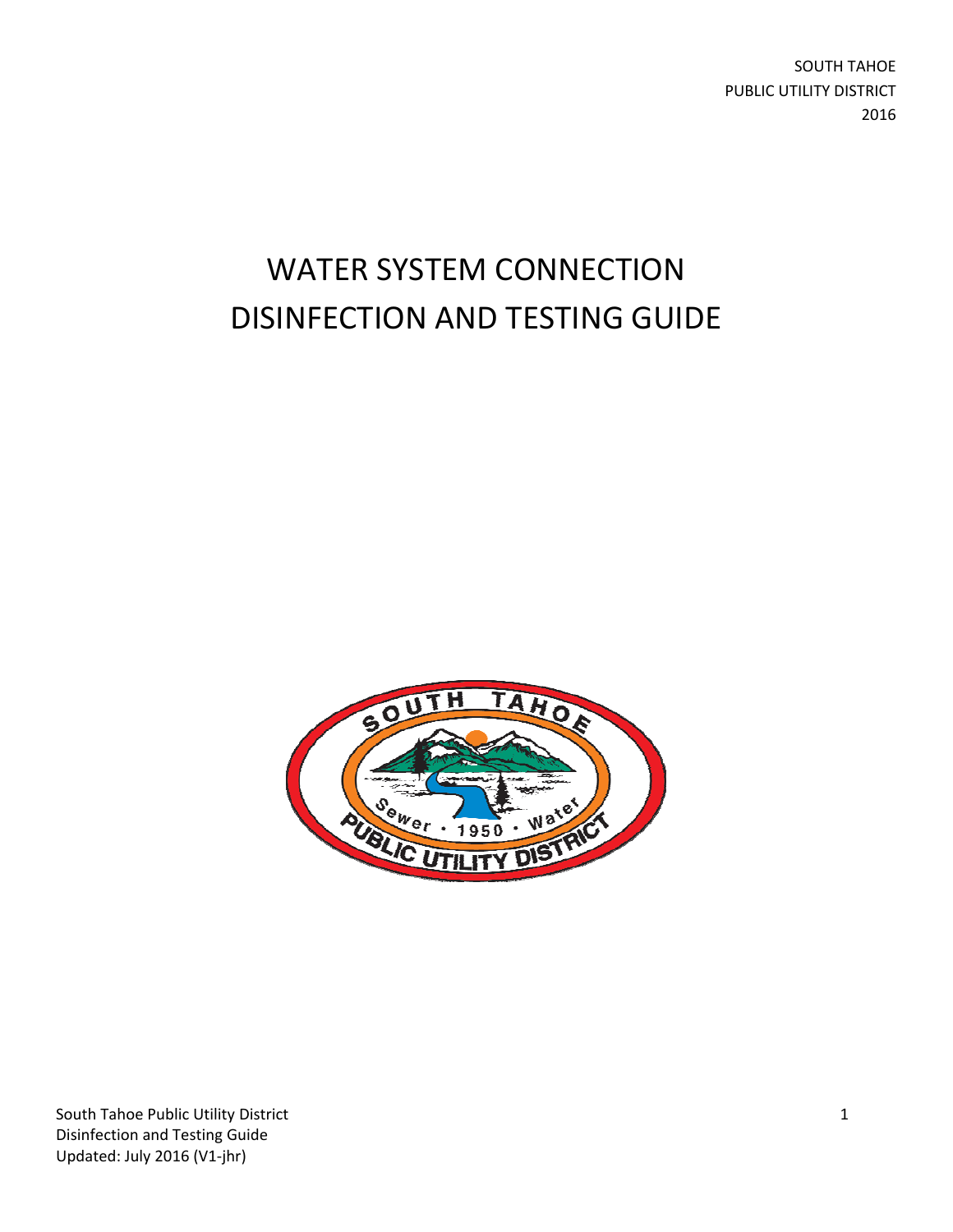SOUTH TAHOE
PUBLIC UTILITY DISTRICT
2016

# WATER SYSTEM CONNECTION DISINFECTION AND TESTING GUIDE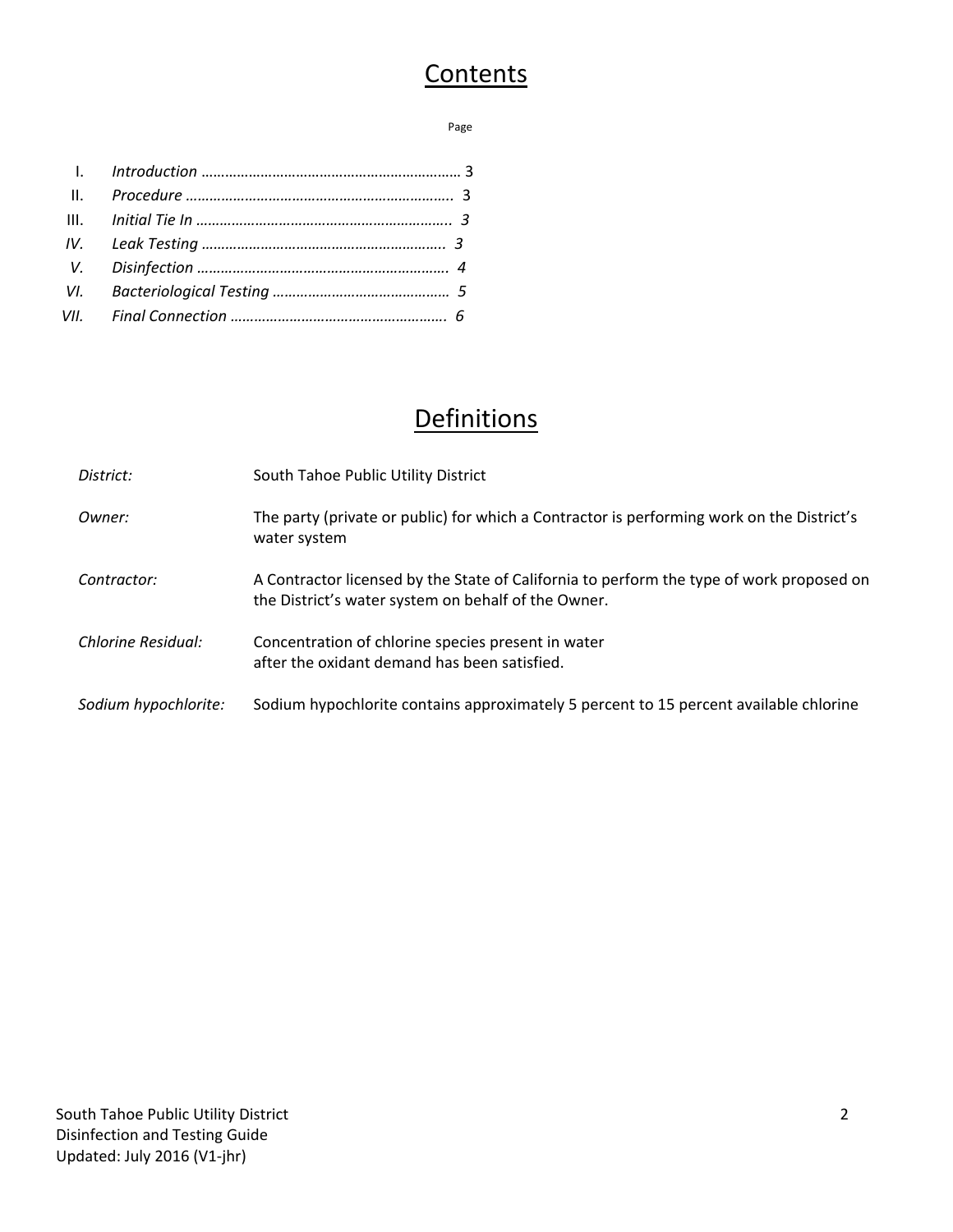# Contents

Page

| | | |
|---|---|---|
| I. | *Introduction* | 3 |
| II. | *Procedure* | 3 |
| III. | *Initial Tie In* | *3* |
| *IV.* | *Leak Testing* | *3* |
| *V.* | *Disinfection* | *4* |
| *VI.* | *Bacteriological Testing* | *5* |
| *VII.* | *Final Connection* | *6* |

# Definitions

| | |
|---|---|
| *District:* | South Tahoe Public Utility District |
| *Owner:* | The party (private or public) for which a Contractor is performing work on the District's water system |
| *Contractor:* | A Contractor licensed by the State of California to perform the type of work proposed on the District's water system on behalf of the Owner. |
| *Chlorine Residual:* | Concentration of chlorine species present in water after the oxidant demand has been satisfied. |
| *Sodium hypochlorite:* | Sodium hypochlorite contains approximately 5 percent to 15 percent available chlorine |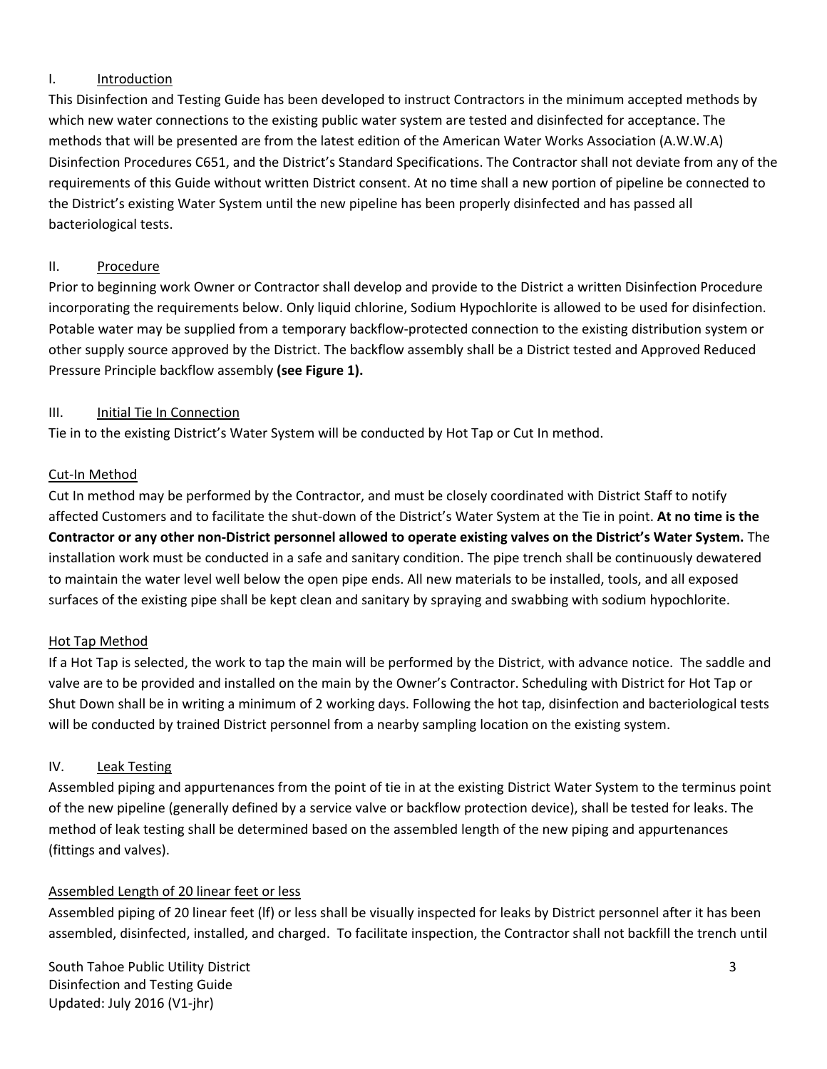## I. Introduction

This Disinfection and Testing Guide has been developed to instruct Contractors in the minimum accepted methods by which new water connections to the existing public water system are tested and disinfected for acceptance. The methods that will be presented are from the latest edition of the American Water Works Association (A.W.W.A) Disinfection Procedures C651, and the District's Standard Specifications. The Contractor shall not deviate from any of the requirements of this Guide without written District consent. At no time shall a new portion of pipeline be connected to the District's existing Water System until the new pipeline has been properly disinfected and has passed all bacteriological tests.

## II. Procedure

Prior to beginning work Owner or Contractor shall develop and provide to the District a written Disinfection Procedure incorporating the requirements below. Only liquid chlorine, Sodium Hypochlorite is allowed to be used for disinfection. Potable water may be supplied from a temporary backflow-protected connection to the existing distribution system or other supply source approved by the District. The backflow assembly shall be a District tested and Approved Reduced Pressure Principle backflow assembly **(see Figure 1).**

## III. Initial Tie In Connection

Tie in to the existing District's Water System will be conducted by Hot Tap or Cut In method.

### Cut-In Method

Cut In method may be performed by the Contractor, and must be closely coordinated with District Staff to notify affected Customers and to facilitate the shut-down of the District's Water System at the Tie in point. **At no time is the Contractor or any other non-District personnel allowed to operate existing valves on the District's Water System.** The installation work must be conducted in a safe and sanitary condition. The pipe trench shall be continuously dewatered to maintain the water level well below the open pipe ends. All new materials to be installed, tools, and all exposed surfaces of the existing pipe shall be kept clean and sanitary by spraying and swabbing with sodium hypochlorite.

### Hot Tap Method

If a Hot Tap is selected, the work to tap the main will be performed by the District, with advance notice. The saddle and valve are to be provided and installed on the main by the Owner's Contractor. Scheduling with District for Hot Tap or Shut Down shall be in writing a minimum of 2 working days. Following the hot tap, disinfection and bacteriological tests will be conducted by trained District personnel from a nearby sampling location on the existing system.

## IV. Leak Testing

Assembled piping and appurtenances from the point of tie in at the existing District Water System to the terminus point of the new pipeline (generally defined by a service valve or backflow protection device), shall be tested for leaks. The method of leak testing shall be determined based on the assembled length of the new piping and appurtenances (fittings and valves).

### Assembled Length of 20 linear feet or less

Assembled piping of 20 linear feet (lf) or less shall be visually inspected for leaks by District personnel after it has been assembled, disinfected, installed, and charged. To facilitate inspection, the Contractor shall not backfill the trench until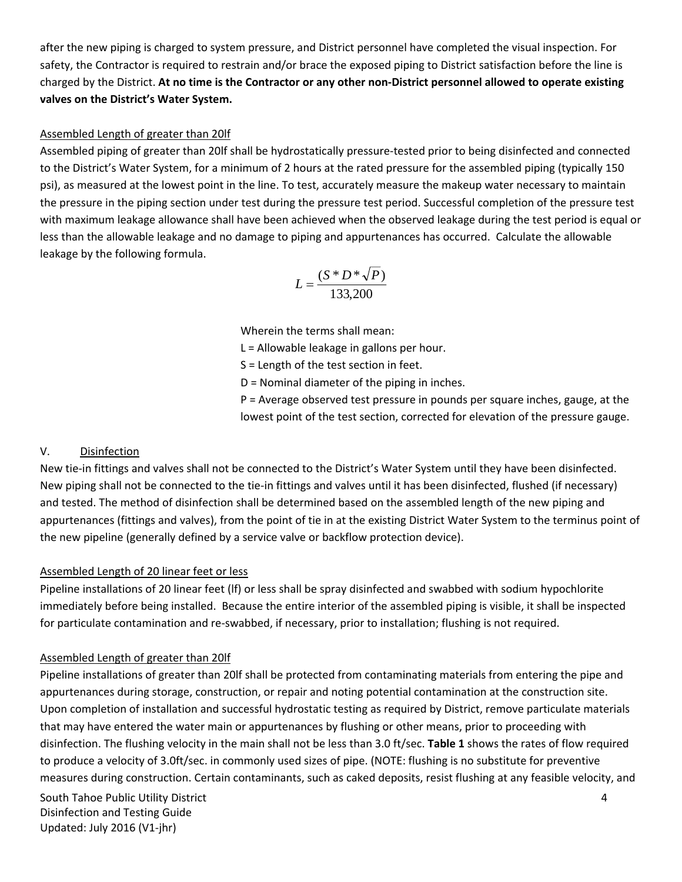after the new piping is charged to system pressure, and District personnel have completed the visual inspection. For safety, the Contractor is required to restrain and/or brace the exposed piping to District satisfaction before the line is charged by the District. **At no time is the Contractor or any other non-District personnel allowed to operate existing valves on the District's Water System.**

Assembled Length of greater than 20lf

Assembled piping of greater than 20lf shall be hydrostatically pressure-tested prior to being disinfected and connected to the District's Water System, for a minimum of 2 hours at the rated pressure for the assembled piping (typically 150 psi), as measured at the lowest point in the line. To test, accurately measure the makeup water necessary to maintain the pressure in the piping section under test during the pressure test period. Successful completion of the pressure test with maximum leakage allowance shall have been achieved when the observed leakage during the test period is equal or less than the allowable leakage and no damage to piping and appurtenances has occurred. Calculate the allowable leakage by the following formula.

$$L = \frac{(S * D * \sqrt{P})}{133{,}200}$$

Wherein the terms shall mean:

L = Allowable leakage in gallons per hour.

S = Length of the test section in feet.

D = Nominal diameter of the piping in inches.

P = Average observed test pressure in pounds per square inches, gauge, at the lowest point of the test section, corrected for elevation of the pressure gauge.

## V. Disinfection

New tie-in fittings and valves shall not be connected to the District's Water System until they have been disinfected. New piping shall not be connected to the tie-in fittings and valves until it has been disinfected, flushed (if necessary) and tested. The method of disinfection shall be determined based on the assembled length of the new piping and appurtenances (fittings and valves), from the point of tie in at the existing District Water System to the terminus point of the new pipeline (generally defined by a service valve or backflow protection device).

Assembled Length of 20 linear feet or less

Pipeline installations of 20 linear feet (lf) or less shall be spray disinfected and swabbed with sodium hypochlorite immediately before being installed. Because the entire interior of the assembled piping is visible, it shall be inspected for particulate contamination and re-swabbed, if necessary, prior to installation; flushing is not required.

Assembled Length of greater than 20lf

Pipeline installations of greater than 20lf shall be protected from contaminating materials from entering the pipe and appurtenances during storage, construction, or repair and noting potential contamination at the construction site. Upon completion of installation and successful hydrostatic testing as required by District, remove particulate materials that may have entered the water main or appurtenances by flushing or other means, prior to proceeding with disinfection. The flushing velocity in the main shall not be less than 3.0 ft/sec. **Table 1** shows the rates of flow required to produce a velocity of 3.0ft/sec. in commonly used sizes of pipe. (NOTE: flushing is no substitute for preventive measures during construction. Certain contaminants, such as caked deposits, resist flushing at any feasible velocity, and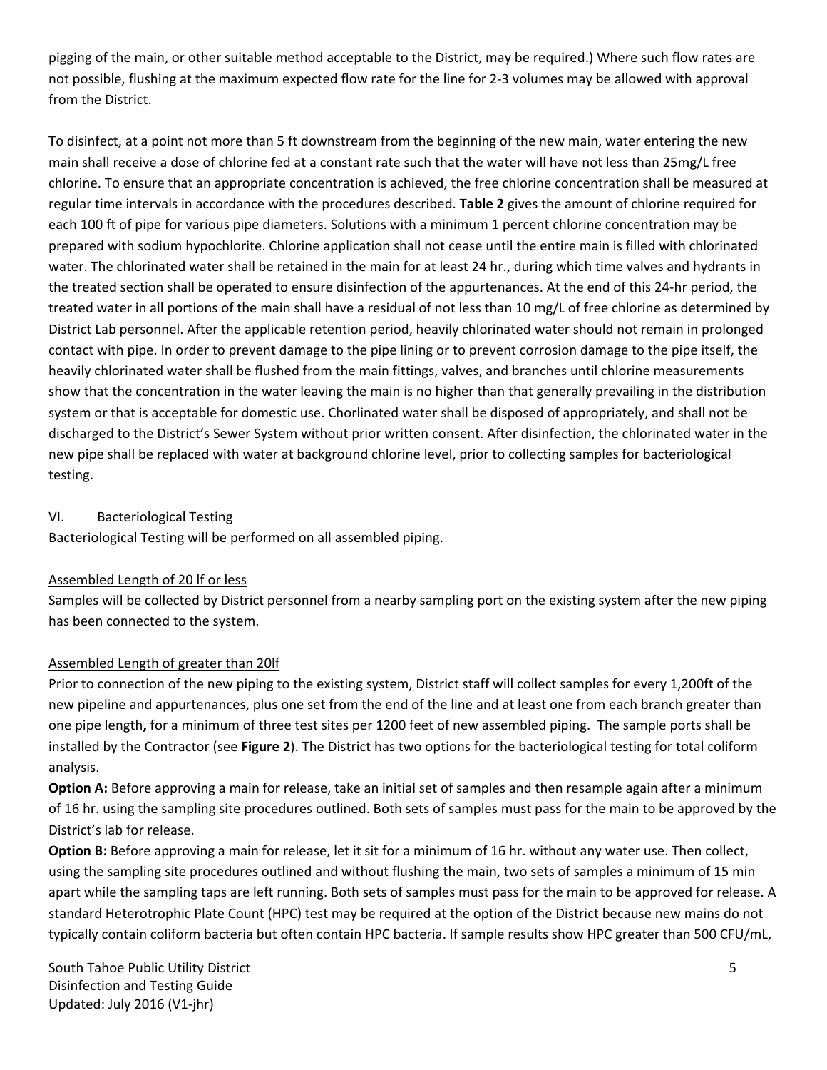pigging of the main, or other suitable method acceptable to the District, may be required.) Where such flow rates are not possible, flushing at the maximum expected flow rate for the line for 2-3 volumes may be allowed with approval from the District.

To disinfect, at a point not more than 5 ft downstream from the beginning of the new main, water entering the new main shall receive a dose of chlorine fed at a constant rate such that the water will have not less than 25mg/L free chlorine. To ensure that an appropriate concentration is achieved, the free chlorine concentration shall be measured at regular time intervals in accordance with the procedures described. **Table 2** gives the amount of chlorine required for each 100 ft of pipe for various pipe diameters. Solutions with a minimum 1 percent chlorine concentration may be prepared with sodium hypochlorite. Chlorine application shall not cease until the entire main is filled with chlorinated water. The chlorinated water shall be retained in the main for at least 24 hr., during which time valves and hydrants in the treated section shall be operated to ensure disinfection of the appurtenances. At the end of this 24-hr period, the treated water in all portions of the main shall have a residual of not less than 10 mg/L of free chlorine as determined by District Lab personnel. After the applicable retention period, heavily chlorinated water should not remain in prolonged contact with pipe. In order to prevent damage to the pipe lining or to prevent corrosion damage to the pipe itself, the heavily chlorinated water shall be flushed from the main fittings, valves, and branches until chlorine measurements show that the concentration in the water leaving the main is no higher than that generally prevailing in the distribution system or that is acceptable for domestic use. Chorlinated water shall be disposed of appropriately, and shall not be discharged to the District's Sewer System without prior written consent. After disinfection, the chlorinated water in the new pipe shall be replaced with water at background chlorine level, prior to collecting samples for bacteriological testing.

## VI. Bacteriological Testing

Bacteriological Testing will be performed on all assembled piping.

### Assembled Length of 20 lf or less

Samples will be collected by District personnel from a nearby sampling port on the existing system after the new piping has been connected to the system.

### Assembled Length of greater than 20lf

Prior to connection of the new piping to the existing system, District staff will collect samples for every 1,200ft of the new pipeline and appurtenances, plus one set from the end of the line and at least one from each branch greater than one pipe length**,** for a minimum of three test sites per 1200 feet of new assembled piping. The sample ports shall be installed by the Contractor (see **Figure 2**). The District has two options for the bacteriological testing for total coliform analysis.

**Option A:** Before approving a main for release, take an initial set of samples and then resample again after a minimum of 16 hr. using the sampling site procedures outlined. Both sets of samples must pass for the main to be approved by the District's lab for release.

**Option B:** Before approving a main for release, let it sit for a minimum of 16 hr. without any water use. Then collect, using the sampling site procedures outlined and without flushing the main, two sets of samples a minimum of 15 min apart while the sampling taps are left running. Both sets of samples must pass for the main to be approved for release. A standard Heterotrophic Plate Count (HPC) test may be required at the option of the District because new mains do not typically contain coliform bacteria but often contain HPC bacteria. If sample results show HPC greater than 500 CFU/mL,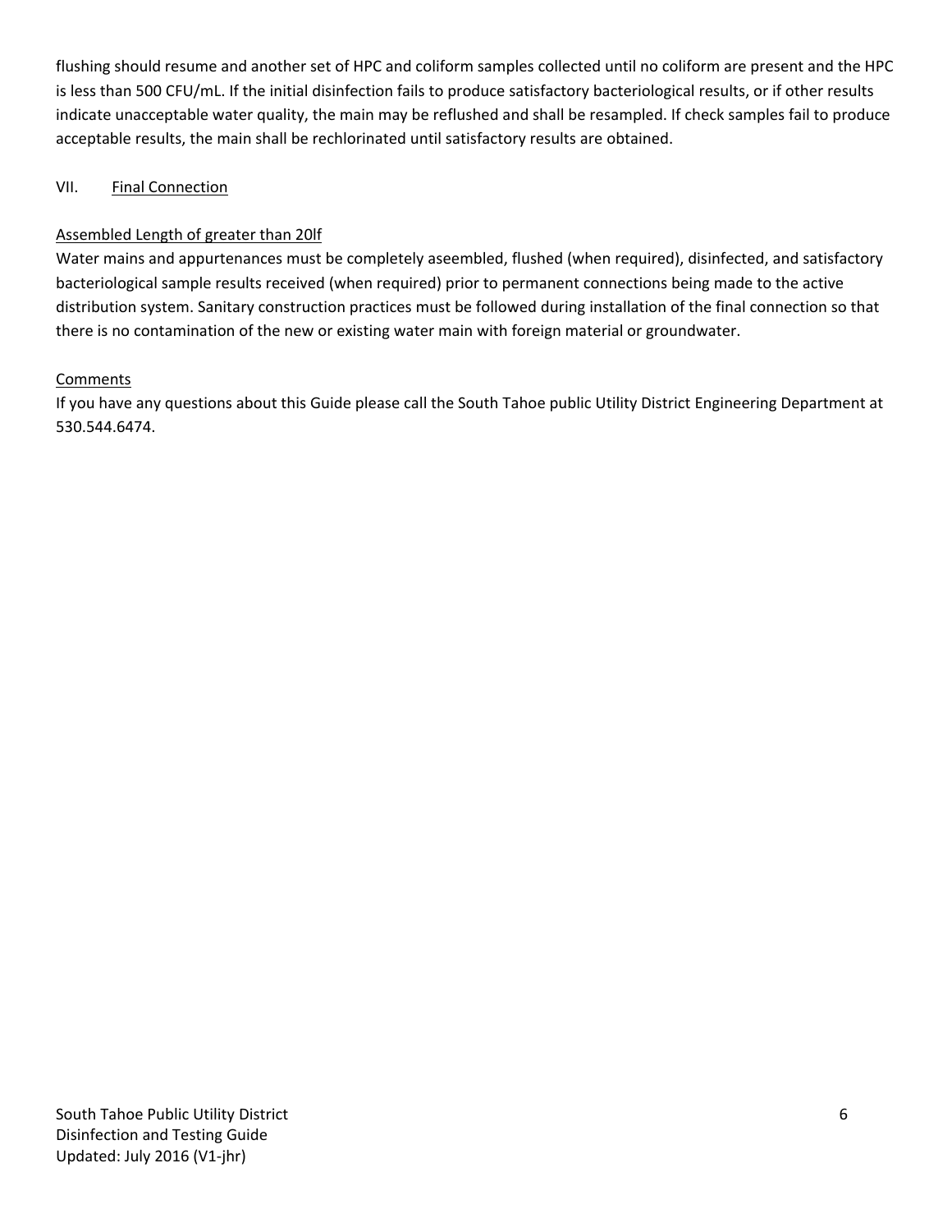flushing should resume and another set of HPC and coliform samples collected until no coliform are present and the HPC is less than 500 CFU/mL. If the initial disinfection fails to produce satisfactory bacteriological results, or if other results indicate unacceptable water quality, the main may be reflushed and shall be resampled. If check samples fail to produce acceptable results, the main shall be rechlorinated until satisfactory results are obtained.

## VII. Final Connection

### Assembled Length of greater than 20lf

Water mains and appurtenances must be completely aseembled, flushed (when required), disinfected, and satisfactory bacteriological sample results received (when required) prior to permanent connections being made to the active distribution system. Sanitary construction practices must be followed during installation of the final connection so that there is no contamination of the new or existing water main with foreign material or groundwater.

### Comments

If you have any questions about this Guide please call the South Tahoe public Utility District Engineering Department at 530.544.6474.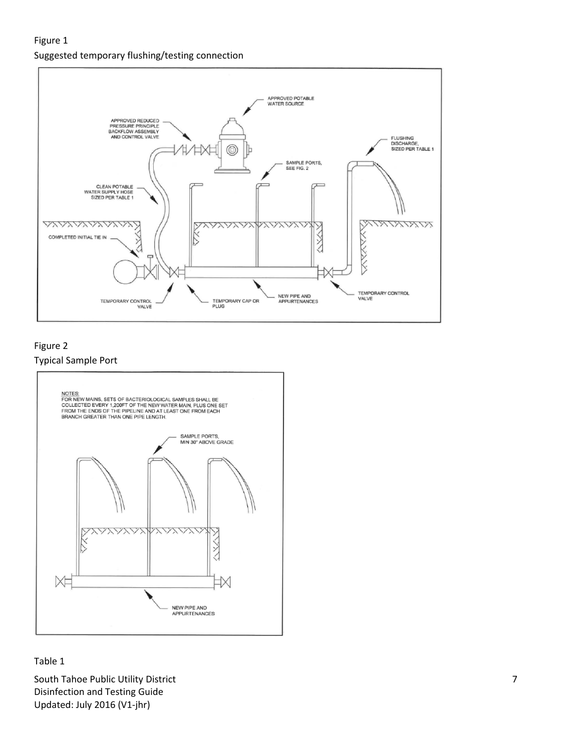Figure 1

Suggested temporary flushing/testing connection

Figure 2

Typical Sample Port

NOTES:
FOR NEW MAINS, SETS OF BACTERIOLOGICAL SAMPLES SHALL BE COLLECTED EVERY 1,200FT OF THE NEW WATER MAIN, PLUS ONE SET FROM THE ENDS OF THE PIPELINE AND AT LEAST ONE FROM EACH BRANCH GREATER THAN ONE PIPE LENGTH.

Table 1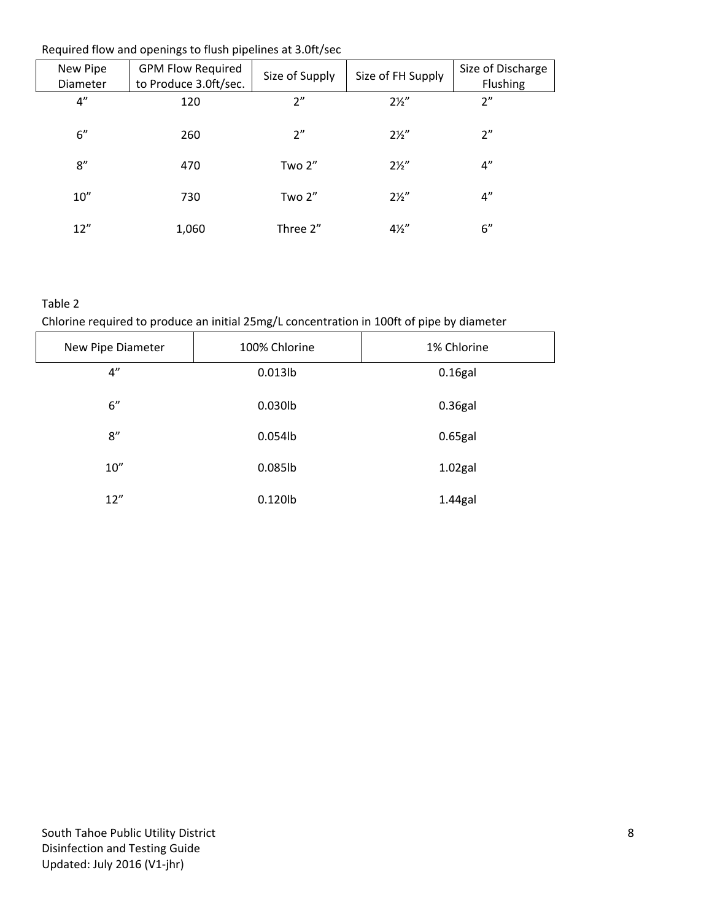Required flow and openings to flush pipelines at 3.0ft/sec

| New Pipe Diameter | GPM Flow Required to Produce 3.0ft/sec. | Size of Supply | Size of FH Supply | Size of Discharge Flushing |
|---|---|---|---|---|
| 4” | 120 | 2” | 2½” | 2” |
| 6” | 260 | 2” | 2½” | 2” |
| 8” | 470 | Two 2” | 2½” | 4” |
| 10” | 730 | Two 2” | 2½” | 4” |
| 12” | 1,060 | Three 2” | 4½” | 6” |

Table 2

Chlorine required to produce an initial 25mg/L concentration in 100ft of pipe by diameter

| New Pipe Diameter | 100% Chlorine | 1% Chlorine |
|---|---|---|
| 4” | 0.013lb | 0.16gal |
| 6” | 0.030lb | 0.36gal |
| 8” | 0.054lb | 0.65gal |
| 10” | 0.085lb | 1.02gal |
| 12” | 0.120lb | 1.44gal |